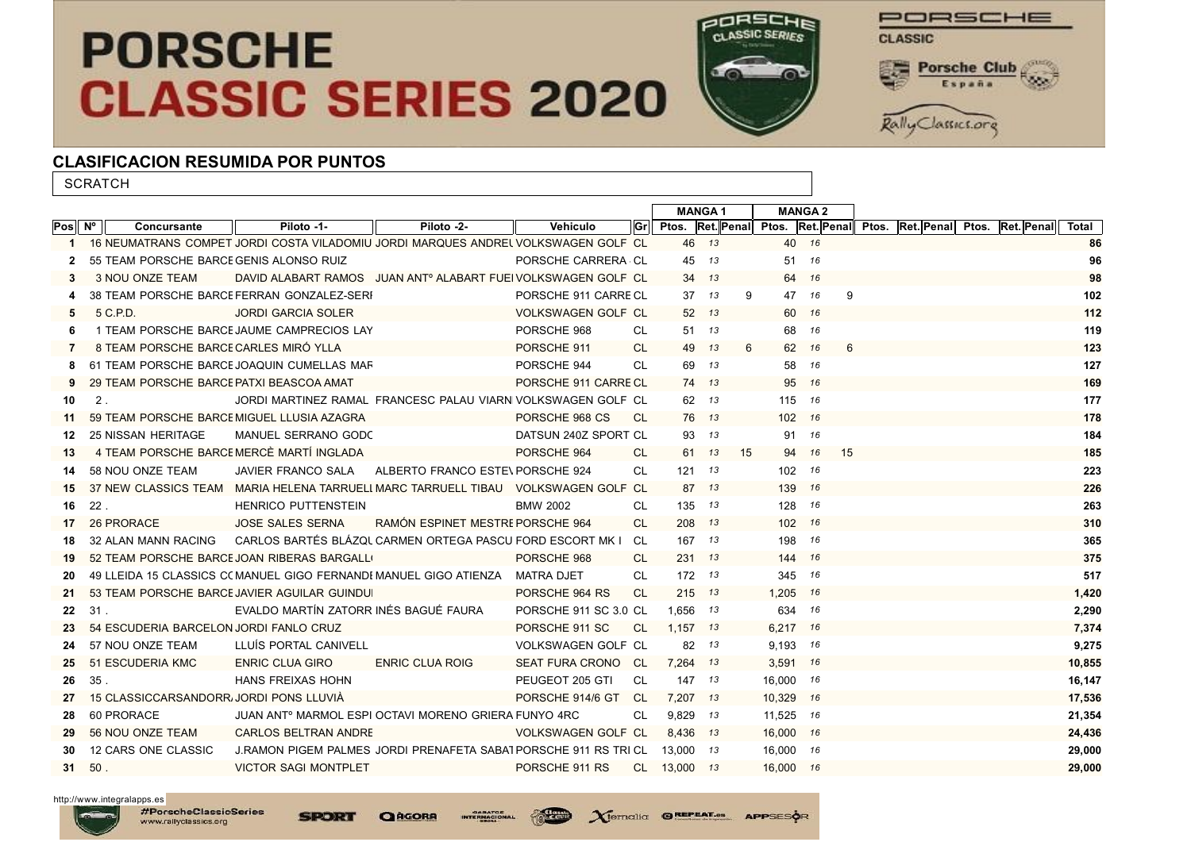# PORSCHE CLASSIC SERIES 2020

## CLASIFICACION RESUMIDA POR PUNTOS

SCRATCH

| Pos | Nº | Concursante | Piloto -1- | Piloto -2- | Vehiculo | Gr | MANGA 1 | | | MANGA 2 | | | | | | | | | Total |
|---|---|---|---|---|---|---|---|---|---|---|---|---|---|---|---|---|---|---|---|
| | | | | | | | Ptos. | Ret. | Penal | Ptos. | Ret. | Penal | Ptos. | Ret. | Penal | Ptos. | Ret. | Penal | |
| 1 | 16 | NEUMATRANS COMPET | JORDI COSTA VILADOMIU | JORDI MARQUES ANDREU | VOLKSWAGEN GOLF | CL | 46 | 13 | | 40 | 16 | | | | | | | | 86 |
| 2 | 55 | TEAM PORSCHE BARCE | GENIS ALONSO RUIZ | | PORSCHE CARRERA | CL | 45 | 13 | | 51 | 16 | | | | | | | | 96 |
| 3 | 3 | NOU ONZE TEAM | DAVID ALABART RAMOS | JUAN ANTº ALABART FUE | VOLKSWAGEN GOLF | CL | 34 | 13 | | 64 | 16 | | | | | | | | 98 |
| 4 | 38 | TEAM PORSCHE BARCE | FERRAN GONZALEZ-SERI | | PORSCHE 911 CARRE | CL | 37 | 13 | 9 | 47 | 16 | 9 | | | | | | | 102 |
| 5 | 5 | C.P.D. | JORDI GARCIA SOLER | | VOLKSWAGEN GOLF | CL | 52 | 13 | | 60 | 16 | | | | | | | | 112 |
| 6 | 1 | TEAM PORSCHE BARCE | JAUME CAMPRECIOS LAY | | PORSCHE 968 | CL | 51 | 13 | | 68 | 16 | | | | | | | | 119 |
| 7 | 8 | TEAM PORSCHE BARCE | CARLES MIRÓ YLLA | | PORSCHE 911 | CL | 49 | 13 | 6 | 62 | 16 | 6 | | | | | | | 123 |
| 8 | 61 | TEAM PORSCHE BARCE | JOAQUIN CUMELLAS MAR | | PORSCHE 944 | CL | 69 | 13 | | 58 | 16 | | | | | | | | 127 |
| 9 | 29 | TEAM PORSCHE BARCE | PATXI BEASCOA AMAT | | PORSCHE 911 CARRE | CL | 74 | 13 | | 95 | 16 | | | | | | | | 169 |
| 10 | 2 | . | JORDI MARTINEZ RAMAL | FRANCESC PALAU VIARN | VOLKSWAGEN GOLF | CL | 62 | 13 | | 115 | 16 | | | | | | | | 177 |
| 11 | 59 | TEAM PORSCHE BARCE | MIGUEL LLUSIA AZAGRA | | PORSCHE 968 CS | CL | 76 | 13 | | 102 | 16 | | | | | | | | 178 |
| 12 | 25 | NISSAN HERITAGE | MANUEL SERRANO GODC | | DATSUN 240Z SPORT | CL | 93 | 13 | | 91 | 16 | | | | | | | | 184 |
| 13 | 4 | TEAM PORSCHE BARCE | MERCÈ MARTÍ INGLADA | | PORSCHE 964 | CL | 61 | 13 | 15 | 94 | 16 | 15 | | | | | | | 185 |
| 14 | 58 | NOU ONZE TEAM | JAVIER FRANCO SALA | ALBERTO FRANCO ESTE | PORSCHE 924 | CL | 121 | 13 | | 102 | 16 | | | | | | | | 223 |
| 15 | 37 | NEW CLASSICS TEAM | MARIA HELENA TARRUELL | MARC TARRUELL TIBAU | VOLKSWAGEN GOLF | CL | 87 | 13 | | 139 | 16 | | | | | | | | 226 |
| 16 | 22 | . | HENRICO PUTTENSTEIN | | BMW 2002 | CL | 135 | 13 | | 128 | 16 | | | | | | | | 263 |
| 17 | 26 | PRORACE | JOSE SALES SERNA | RAMÓN ESPINET MESTRE | PORSCHE 964 | CL | 208 | 13 | | 102 | 16 | | | | | | | | 310 |
| 18 | 32 | ALAN MANN RACING | CARLOS BARTÉS BLÁZQU | CARMEN ORTEGA PASCU | FORD ESCORT MK I | CL | 167 | 13 | | 198 | 16 | | | | | | | | 365 |
| 19 | 52 | TEAM PORSCHE BARCE | JOAN RIBERAS BARGALL | | PORSCHE 968 | CL | 231 | 13 | | 144 | 16 | | | | | | | | 375 |
| 20 | 49 | LLEIDA 15 CLASSICS CC | MANUEL GIGO FERNANDE | MANUEL GIGO ATIENZA | MATRA DJET | CL | 172 | 13 | | 345 | 16 | | | | | | | | 517 |
| 21 | 53 | TEAM PORSCHE BARCE | JAVIER AGUILAR GUINDU | | PORSCHE 964 RS | CL | 215 | 13 | | 1,205 | 16 | | | | | | | | 1,420 |
| 22 | 31 | . | EVALDO MARTÍN ZATORR | INÉS BAGUÉ FAURA | PORSCHE 911 SC 3.0 | CL | 1,656 | 13 | | 634 | 16 | | | | | | | | 2,290 |
| 23 | 54 | ESCUDERIA BARCELON | JORDI FANLO CRUZ | | PORSCHE 911 SC | CL | 1,157 | 13 | | 6,217 | 16 | | | | | | | | 7,374 |
| 24 | 57 | NOU ONZE TEAM | LLUÍS PORTAL CANIVELL | | VOLKSWAGEN GOLF | CL | 82 | 13 | | 9,193 | 16 | | | | | | | | 9,275 |
| 25 | 51 | ESCUDERIA KMC | ENRIC CLUA GIRO | ENRIC CLUA ROIG | SEAT FURA CRONO | CL | 7,264 | 13 | | 3,591 | 16 | | | | | | | | 10,855 |
| 26 | 35 | . | HANS FREIXAS HOHN | | PEUGEOT 205 GTI | CL | 147 | 13 | | 16,000 | 16 | | | | | | | | 16,147 |
| 27 | 15 | CLASSICCARSANDORR | JORDI PONS LLUVIÀ | | PORSCHE 914/6 GT | CL | 7,207 | 13 | | 10,329 | 16 | | | | | | | | 17,536 |
| 28 | 60 | PRORACE | JUAN ANTº MARMOL ESPI | OCTAVI MORENO GRIERA | FUNYO 4RC | CL | 9,829 | 13 | | 11,525 | 16 | | | | | | | | 21,354 |
| 29 | 56 | NOU ONZE TEAM | CARLOS BELTRAN ANDRE | | VOLKSWAGEN GOLF | CL | 8,436 | 13 | | 16,000 | 16 | | | | | | | | 24,436 |
| 30 | 12 | CARS ONE CLASSIC | J.RAMON PIGEM PALMES | JORDI PRENAFETA SABAT | PORSCHE 911 RS TRI | CL | 13,000 | 13 | | 16,000 | 16 | | | | | | | | 29,000 |
| 31 | 50 | . | VICTOR SAGI MONTPLET | | PORSCHE 911 RS | CL | 13,000 | 13 | | 16,000 | 16 | | | | | | | | 29,000 |

http://www.integralapps.es

#PorscheClassicSeries www.rallyclassics.org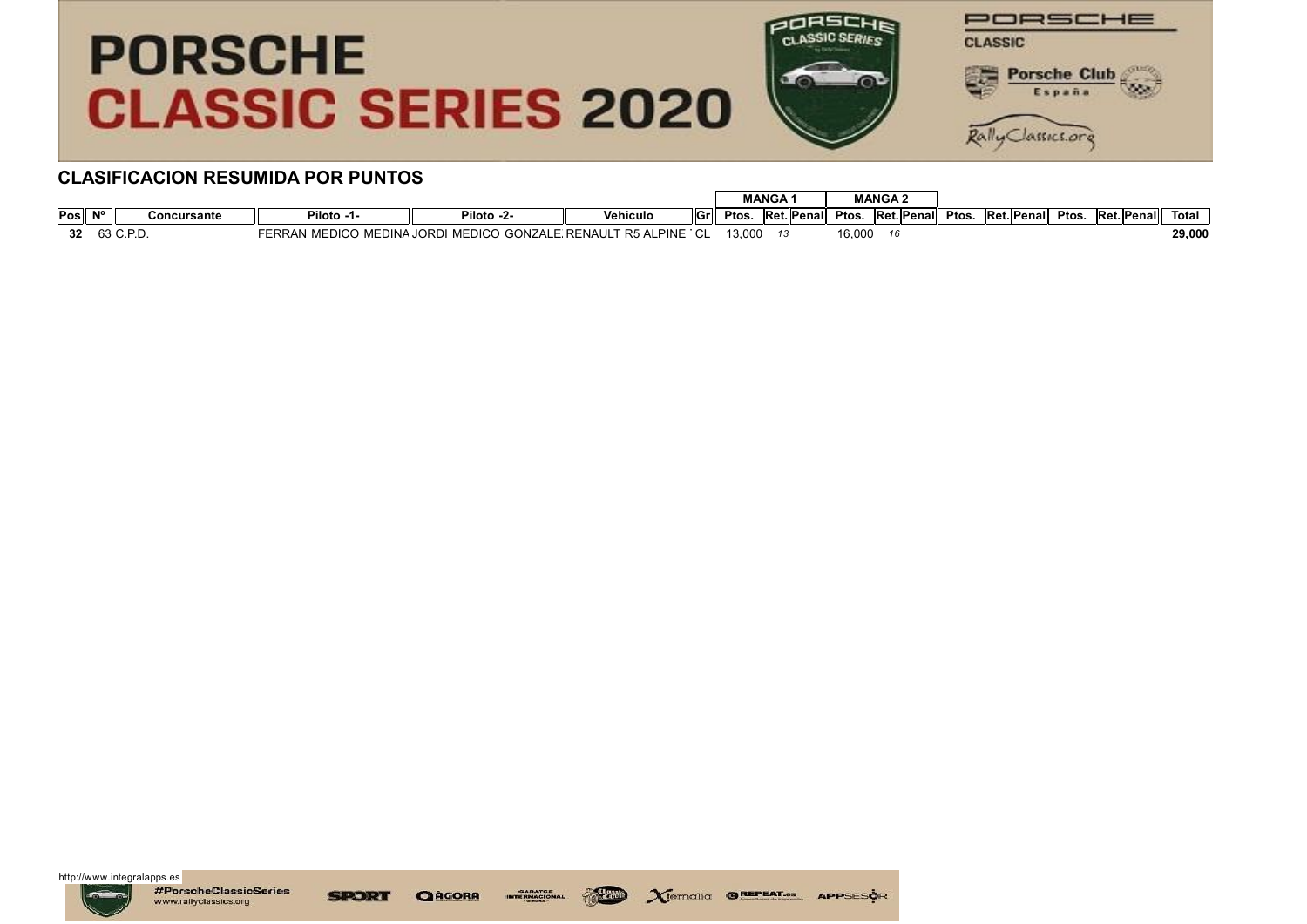# PORSCHE CLASSIC SERIES 2020

## CLASIFICACION RESUMIDA POR PUNTOS

| | | | | | | | MANGA 1 | | | MANGA 2 | | | | | | | | | |
|---|---|---|---|---|---|---|---|---|---|---|---|---|---|---|---|---|---|---|---|
| Pos | Nº | Concursante | Piloto -1- | Piloto -2- | Vehiculo | Gr | Ptos. | Ret. | Penal | Ptos. | Ret. | Penal | Ptos. | Ret. | Penal | Ptos. | Ret. | Penal | Total |
| 32 | 63 | C.P.D. | FERRAN MEDICO MEDINA | JORDI MEDICO GONZALE | RENAULT R5 ALPINE ' | CL | 13,000 | *13* | | 16,000 | *16* | | | | | | | | 29,000 |

http://www.integralapps.es

#PorscheClassicSeries
www.rallyclassics.org